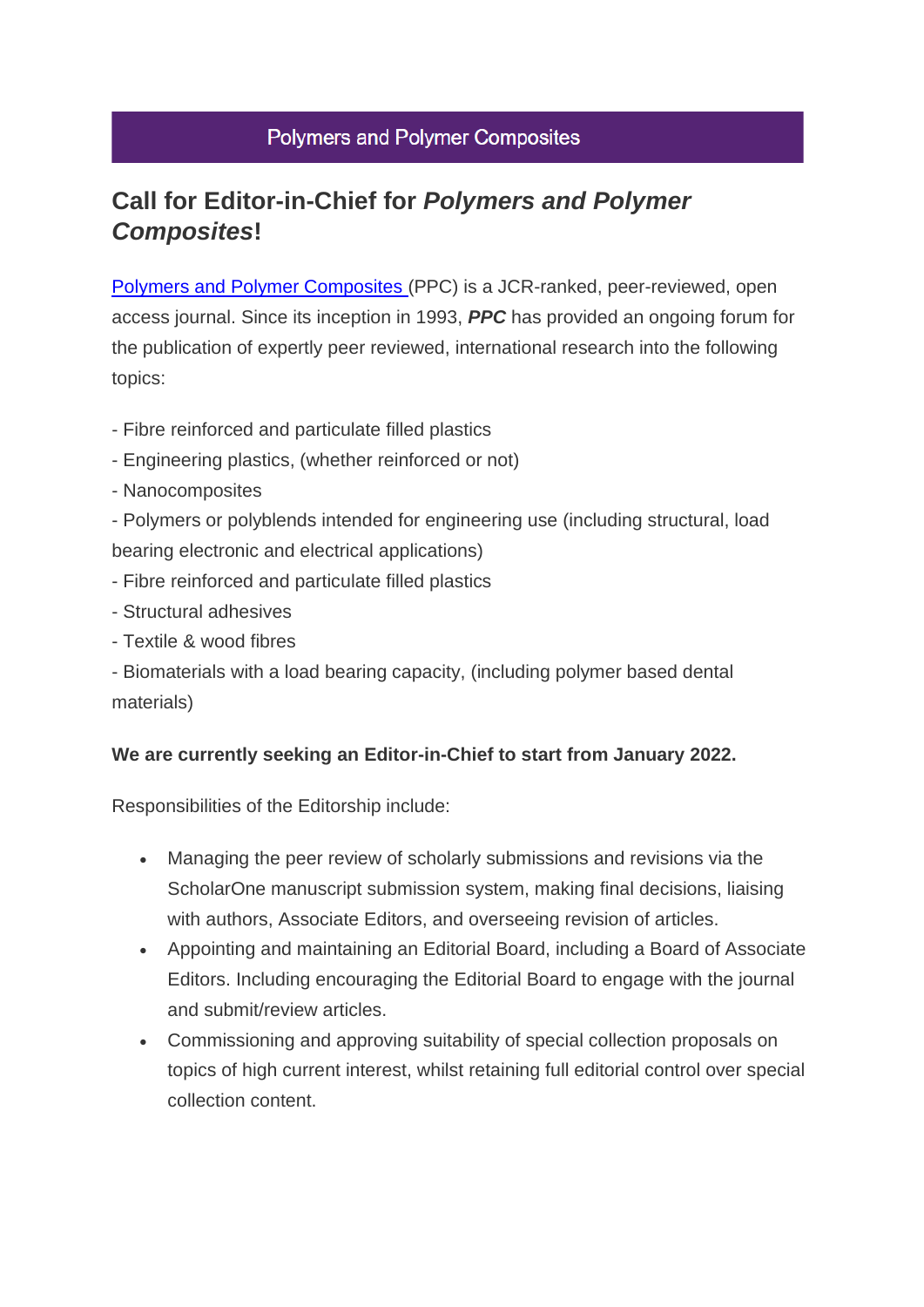Polymers and Polymer Composites

## Call for Editor-in-Chief for *Polymers and Polymer Composites*!

Polymers and Polymer Composites (PPC) is a JCR-ranked, peer-reviewed, open access journal. Since its inception in 1993, ***PPC*** has provided an ongoing forum for the publication of expertly peer reviewed, international research into the following topics:

- Fibre reinforced and particulate filled plastics
- Engineering plastics, (whether reinforced or not)
- Nanocomposites
- Polymers or polyblends intended for engineering use (including structural, load bearing electronic and electrical applications)
- Fibre reinforced and particulate filled plastics
- Structural adhesives
- Textile & wood fibres
- Biomaterials with a load bearing capacity, (including polymer based dental materials)

**We are currently seeking an Editor-in-Chief to start from January 2022.**

Responsibilities of the Editorship include:

- Managing the peer review of scholarly submissions and revisions via the ScholarOne manuscript submission system, making final decisions, liaising with authors, Associate Editors, and overseeing revision of articles.
- Appointing and maintaining an Editorial Board, including a Board of Associate Editors. Including encouraging the Editorial Board to engage with the journal and submit/review articles.
- Commissioning and approving suitability of special collection proposals on topics of high current interest, whilst retaining full editorial control over special collection content.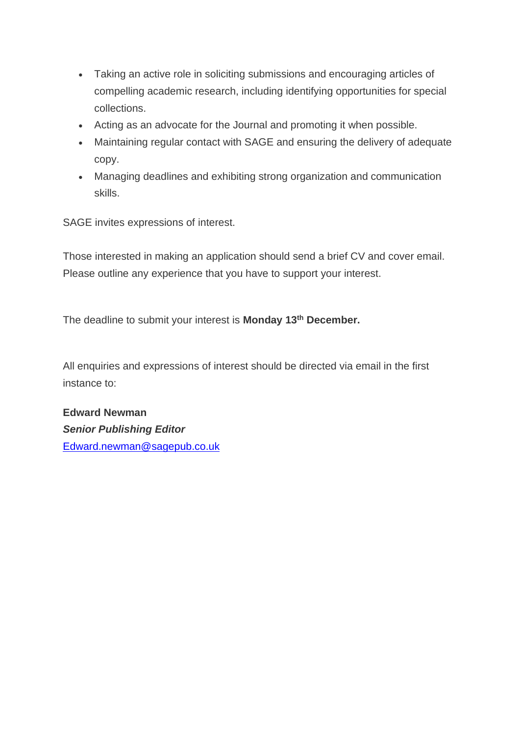- Taking an active role in soliciting submissions and encouraging articles of compelling academic research, including identifying opportunities for special collections.
- Acting as an advocate for the Journal and promoting it when possible.
- Maintaining regular contact with SAGE and ensuring the delivery of adequate copy.
- Managing deadlines and exhibiting strong organization and communication skills.

SAGE invites expressions of interest.

Those interested in making an application should send a brief CV and cover email. Please outline any experience that you have to support your interest.

The deadline to submit your interest is **Monday 13th December.**

All enquiries and expressions of interest should be directed via email in the first instance to:

**Edward Newman**
***Senior Publishing Editor***
Edward.newman@sagepub.co.uk